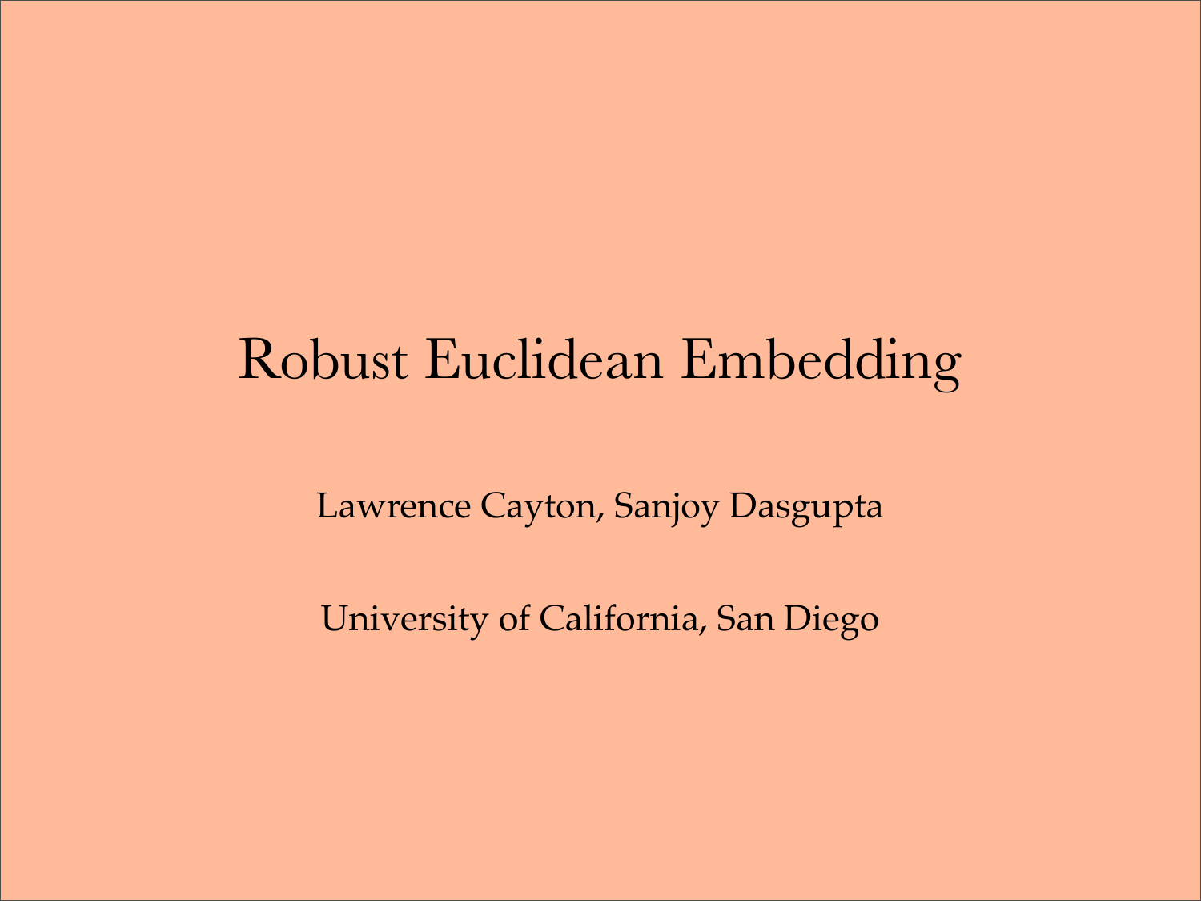# Robust Euclidean Embedding

Lawrence Cayton, Sanjoy Dasgupta

University of California, San Diego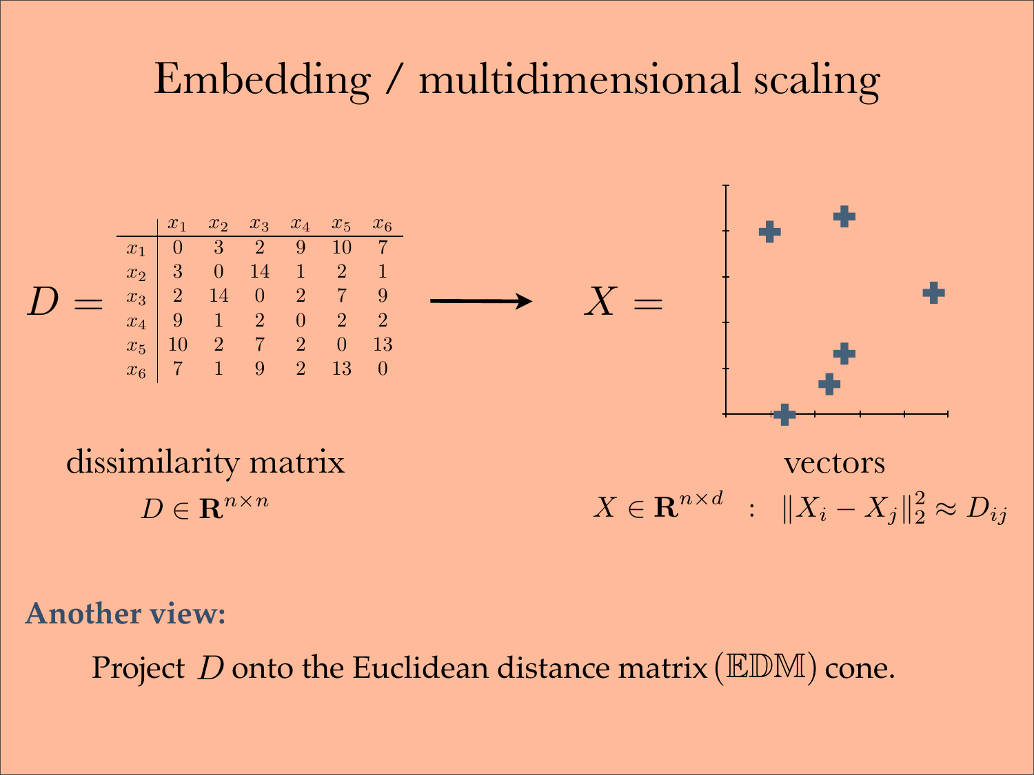# Embedding / multidimensional scaling

$D =$

| | $x_1$ | $x_2$ | $x_3$ | $x_4$ | $x_5$ | $x_6$ |
|---|---|---|---|---|---|---|
| $x_1$ | 0 | 3 | 2 | 9 | 10 | 7 |
| $x_2$ | 3 | 0 | 14 | 1 | 2 | 1 |
| $x_3$ | 2 | 14 | 0 | 2 | 7 | 9 |
| $x_4$ | 9 | 1 | 2 | 0 | 2 | 2 |
| $x_5$ | 10 | 2 | 7 | 2 | 0 | 13 |
| $x_6$ | 7 | 1 | 9 | 2 | 13 | 0 |

$\longrightarrow$ $X =$

dissimilarity matrix

$D \in \mathbf{R}^{n \times n}$

vectors

$X \in \mathbf{R}^{n \times d} \quad : \quad \|X_i - X_j\|_2^2 \approx D_{ij}$

**Another view:**

Project $D$ onto the Euclidean distance matrix ($\mathbb{EDM}$) cone.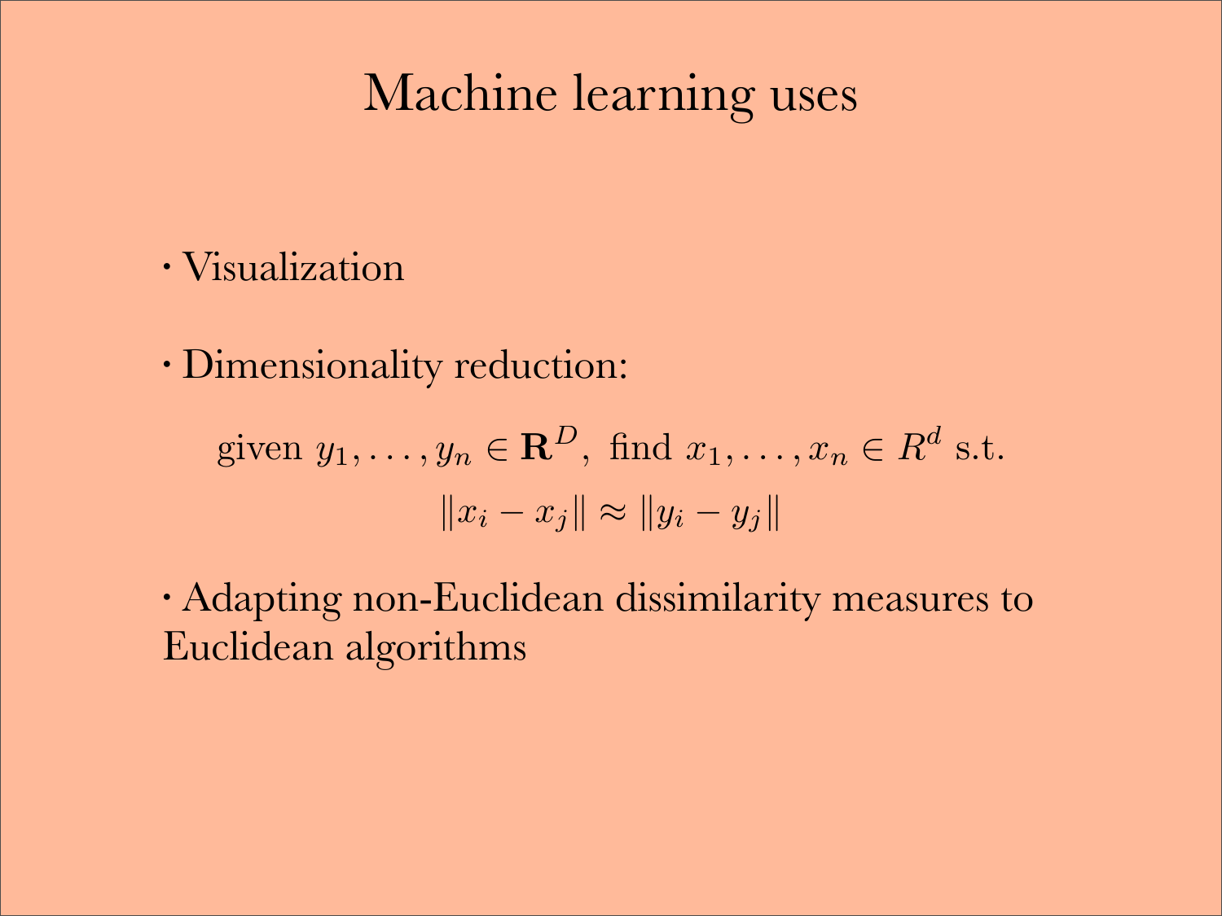# Machine learning uses

- Visualization

- Dimensionality reduction:

$$\text{given } y_1, \ldots, y_n \in \mathbf{R}^D, \text{ find } x_1, \ldots, x_n \in R^d \text{ s.t.}$$
$$\|x_i - x_j\| \approx \|y_i - y_j\|$$

- Adapting non-Euclidean dissimilarity measures to Euclidean algorithms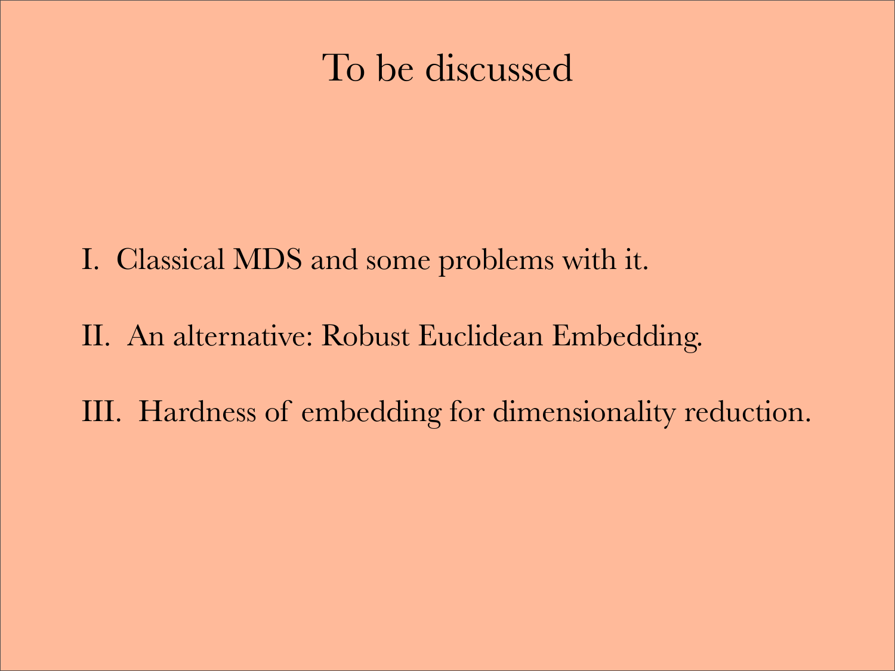# To be discussed

I. Classical MDS and some problems with it.

II. An alternative: Robust Euclidean Embedding.

III. Hardness of embedding for dimensionality reduction.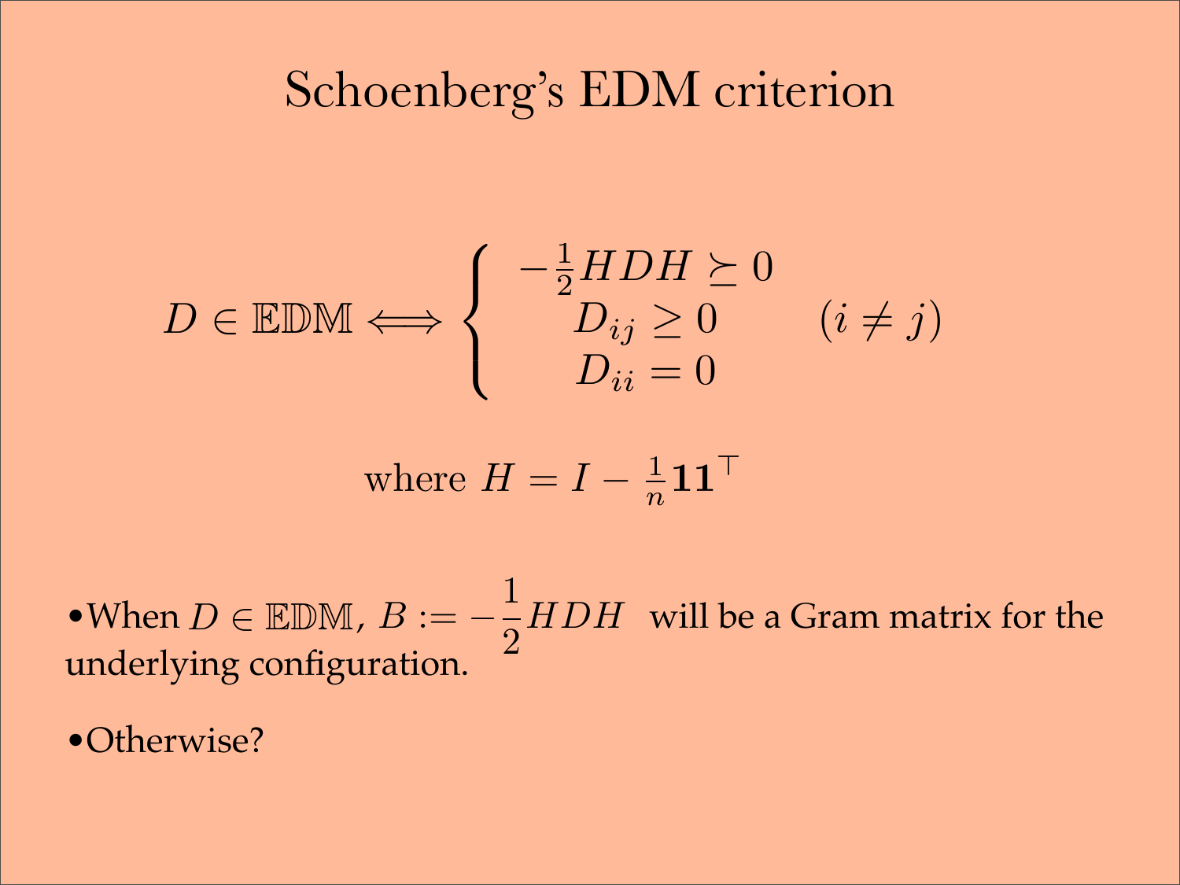# Schoenberg's EDM criterion

$$D \in \mathbb{EDM} \Longleftrightarrow \begin{cases} -\frac{1}{2}HDH \succeq 0 & \\ D_{ij} \geq 0 & (i \neq j) \\ D_{ii} = 0 & \end{cases}$$

$$\text{where } H = I - \tfrac{1}{n}\mathbf{1}\mathbf{1}^\top$$

- When $D \in \mathbb{EDM}$, $B := -\dfrac{1}{2}HDH$ will be a Gram matrix for the underlying configuration.
- Otherwise?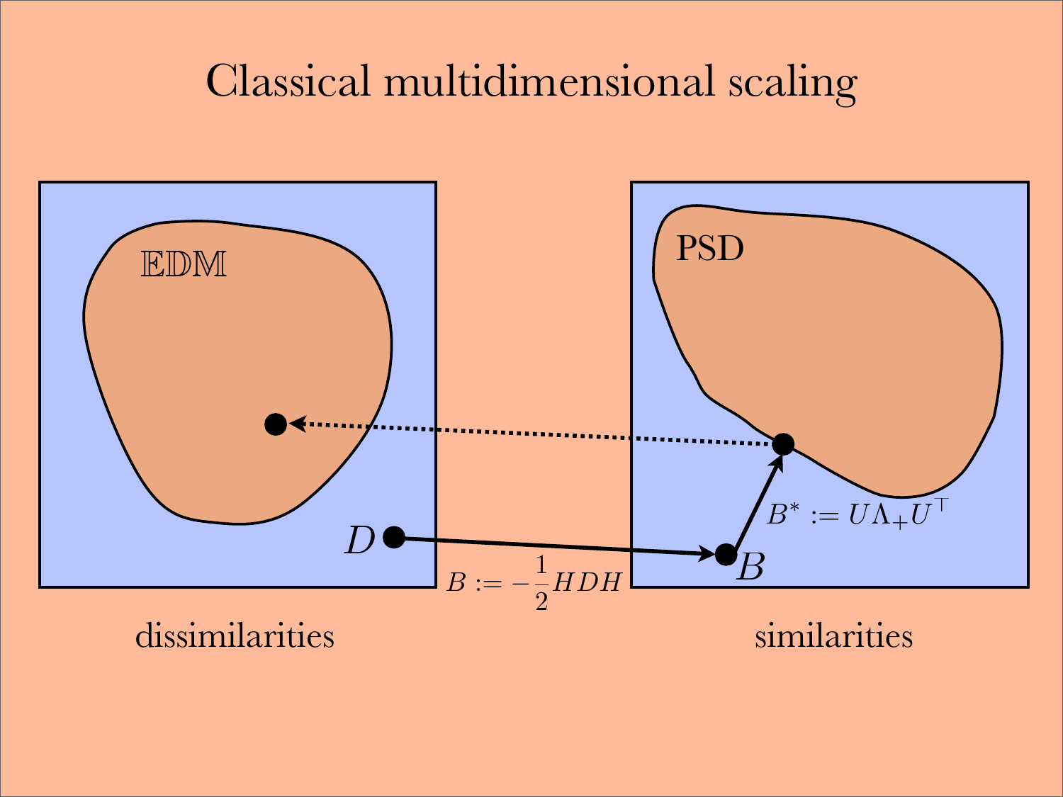# Classical multidimensional scaling

$\mathbb{EDM}$

PSD

$D$

$B$

$B := -\frac{1}{2}HDH$

$B^* := U\Lambda_+ U^\top$

dissimilarities

similarities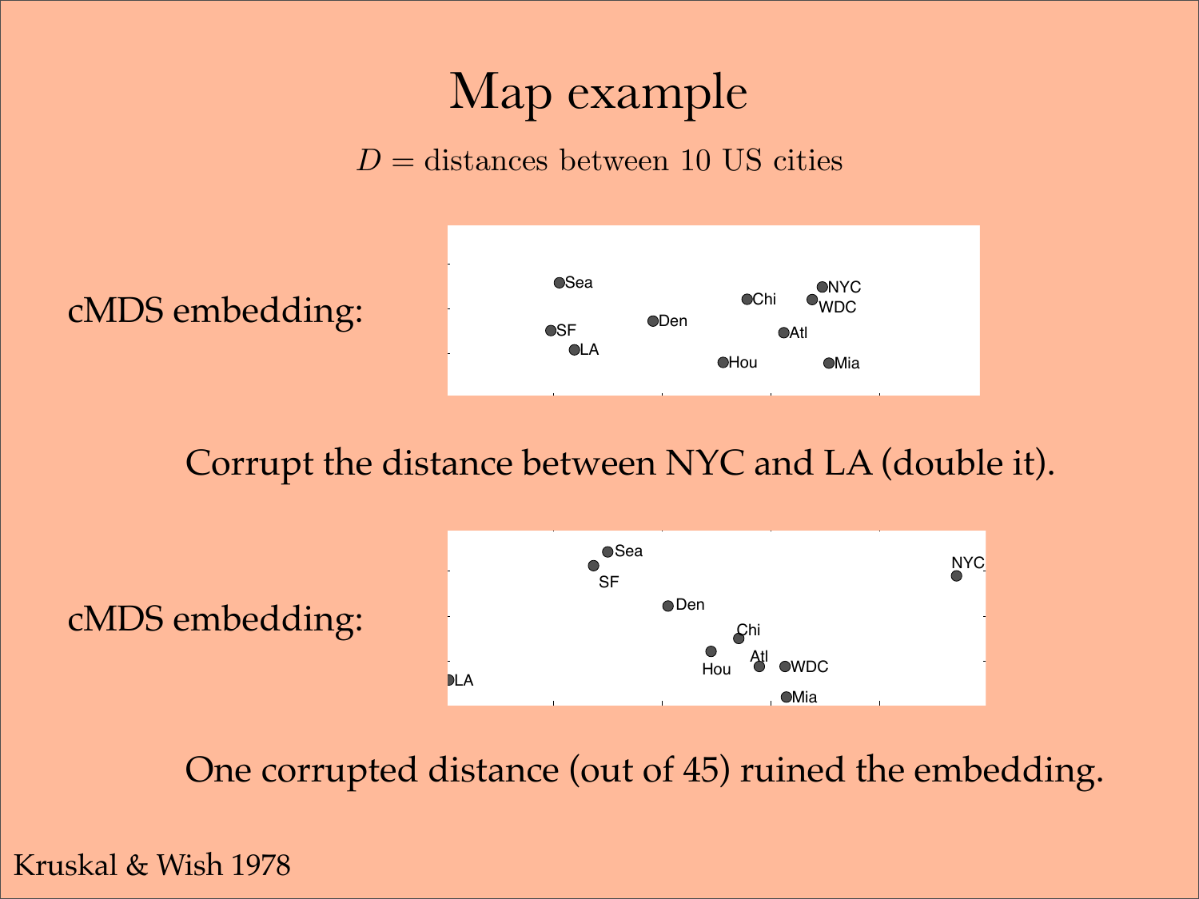# Map example

$D$ = distances between 10 US cities

cMDS embedding:

Corrupt the distance between NYC and LA (double it).

cMDS embedding:

One corrupted distance (out of 45) ruined the embedding.

Kruskal & Wish 1978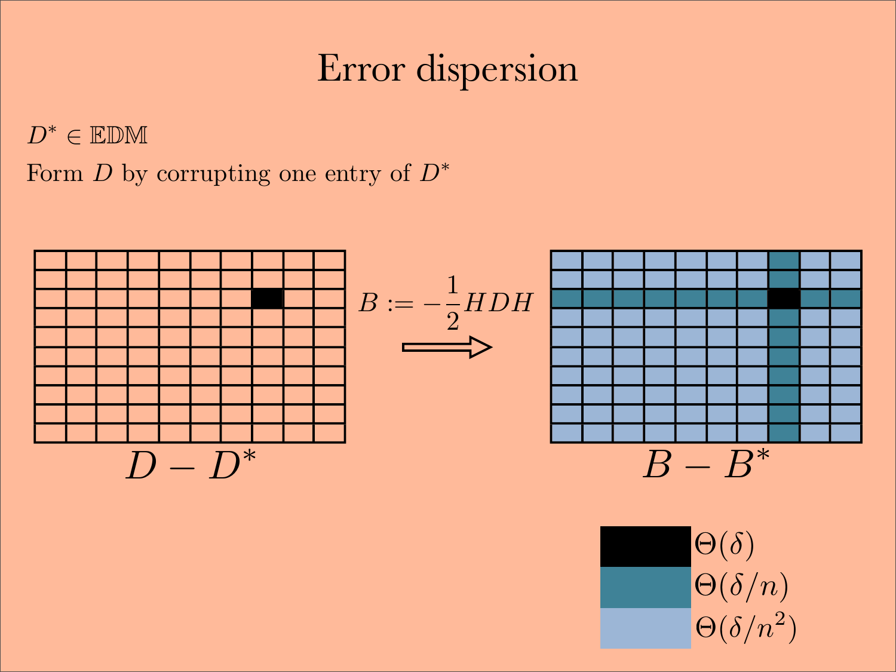# Error dispersion

$D^* \in \mathbb{EDM}$

Form $D$ by corrupting one entry of $D^*$

$D - D^*$

$B := -\frac{1}{2}HDH$

$B - B^*$

$\Theta(\delta)$

$\Theta(\delta/n)$

$\Theta(\delta/n^2)$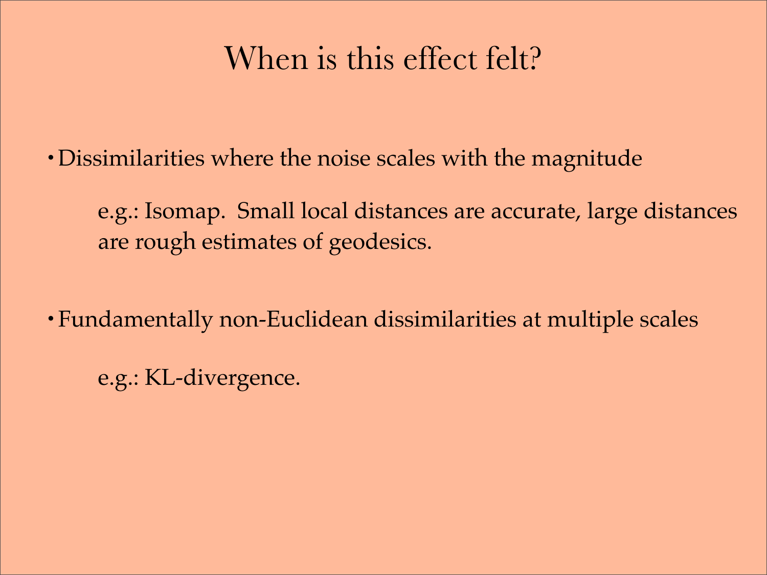# When is this effect felt?

- Dissimilarities where the noise scales with the magnitude

  e.g.: Isomap. Small local distances are accurate, large distances are rough estimates of geodesics.

- Fundamentally non-Euclidean dissimilarities at multiple scales

  e.g.: KL-divergence.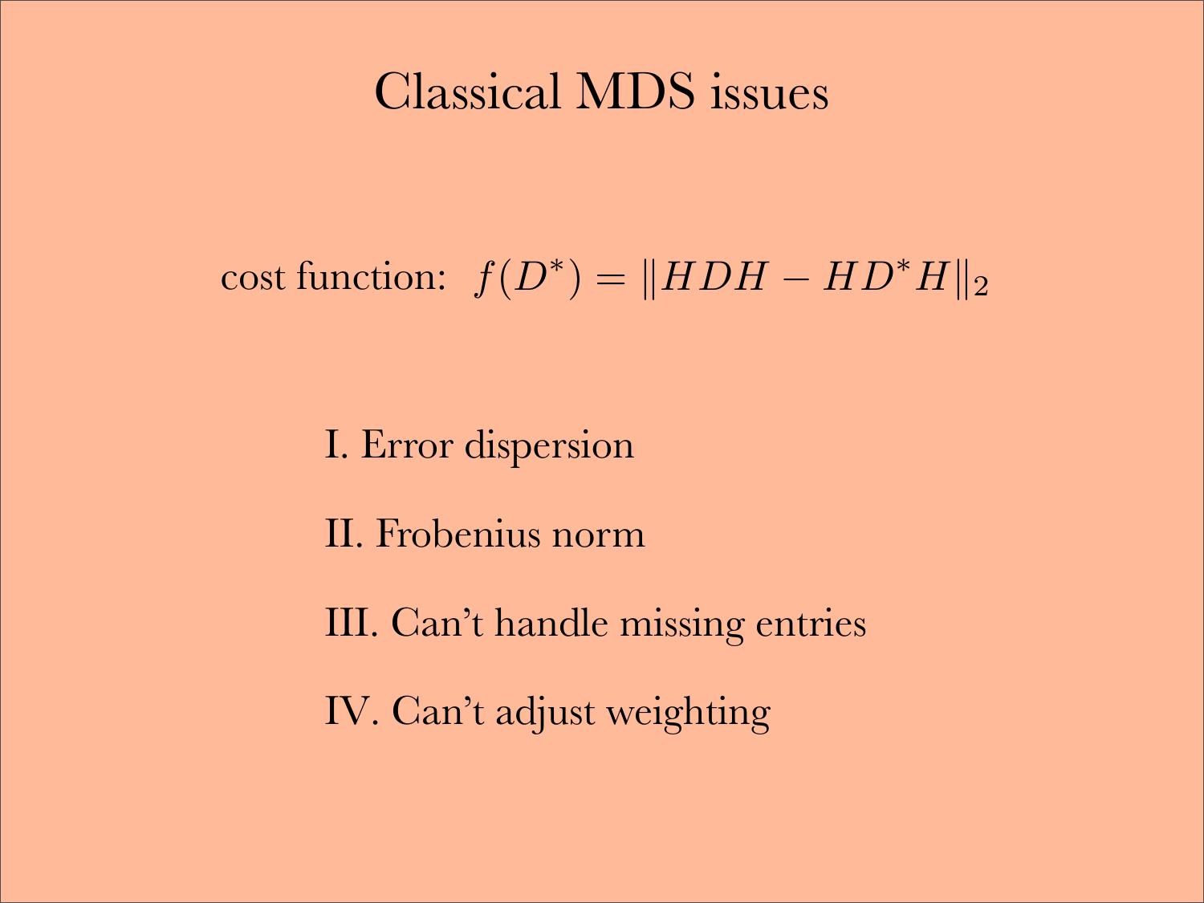# Classical MDS issues

cost function: $f(D^*) = \|HDH - HD^*H\|_2$

I. Error dispersion

II. Frobenius norm

III. Can't handle missing entries

IV. Can't adjust weighting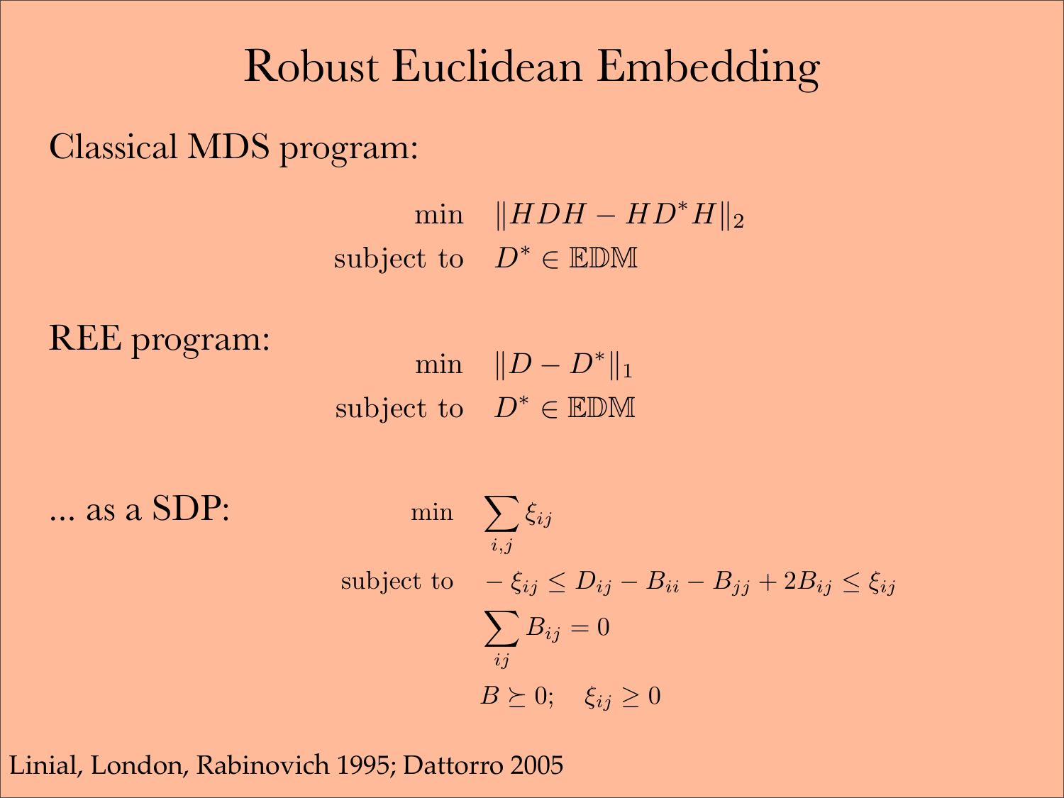# Robust Euclidean Embedding

Classical MDS program:

$$
\begin{aligned}
\min \quad & \|HDH - HD^*H\|_2 \\
\text{subject to} \quad & D^* \in \mathbb{EDM}
\end{aligned}
$$

REE program:

$$
\begin{aligned}
\min \quad & \|D - D^*\|_1 \\
\text{subject to} \quad & D^* \in \mathbb{EDM}
\end{aligned}
$$

... as a SDP:

$$
\begin{aligned}
\min \quad & \sum_{i,j} \xi_{ij} \\
\text{subject to} \quad & -\xi_{ij} \leq D_{ij} - B_{ii} - B_{jj} + 2B_{ij} \leq \xi_{ij} \\
& \sum_{ij} B_{ij} = 0 \\
& B \succeq 0; \quad \xi_{ij} \geq 0
\end{aligned}
$$

Linial, London, Rabinovich 1995; Dattorro 2005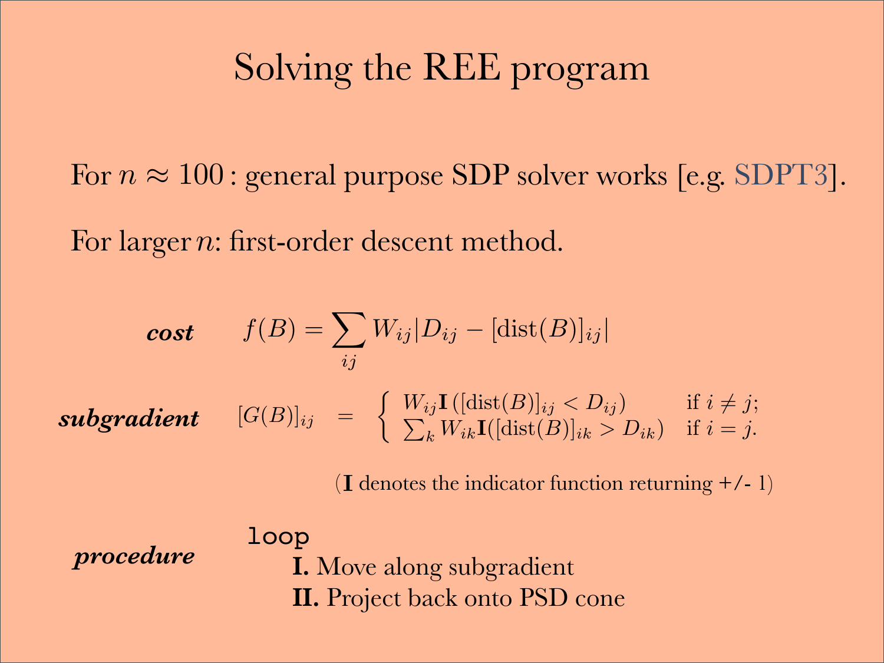# Solving the REE program

For $n \approx 100$ : general purpose SDP solver works [e.g. SDPT3].

For larger $n$: first-order descent method.

***cost***

$$f(B) = \sum_{ij} W_{ij} |D_{ij} - [\text{dist}(B)]_{ij}|$$

***subgradient***

$$[G(B)]_{ij} = \begin{cases} W_{ij} \mathbf{I}\left([\text{dist}(B)]_{ij} < D_{ij}\right) & \text{if } i \neq j; \\ \sum_k W_{ik} \mathbf{I}([\text{dist}(B)]_{ik} > D_{ik}) & \text{if } i = j. \end{cases}$$

($\mathbf{I}$ denotes the indicator function returning +/- 1)

***procedure***

```
loop
```

**I.** Move along subgradient

**II.** Project back onto PSD cone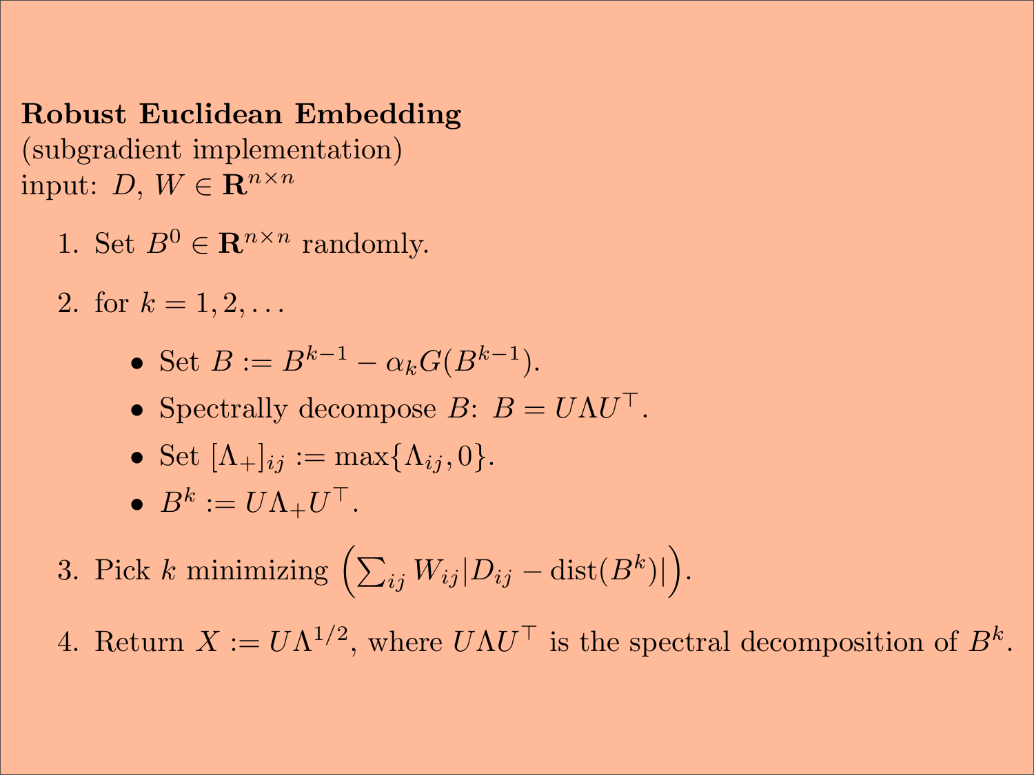**Robust Euclidean Embedding**
(subgradient implementation)
input: $D$, $W \in \mathbf{R}^{n \times n}$

1. Set $B^0 \in \mathbf{R}^{n \times n}$ randomly.
2. for $k = 1, 2, \ldots$
   - Set $B := B^{k-1} - \alpha_k G(B^{k-1})$.
   - Spectrally decompose $B$: $B = U \Lambda U^\top$.
   - Set $[\Lambda_+]_{ij} := \max\{\Lambda_{ij}, 0\}$.
   - $B^k := U \Lambda_+ U^\top$.
3. Pick $k$ minimizing $\left(\sum_{ij} W_{ij} |D_{ij} - \mathrm{dist}(B^k)|\right)$.
4. Return $X := U \Lambda^{1/2}$, where $U \Lambda U^\top$ is the spectral decomposition of $B^k$.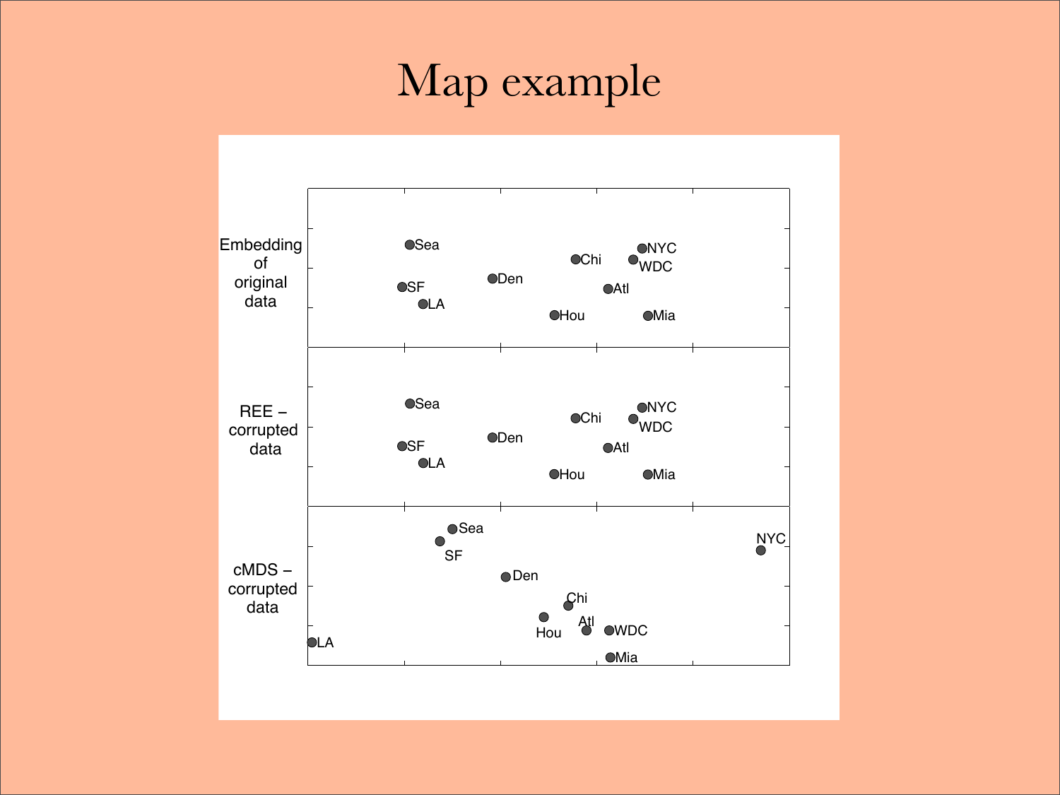# Map example

Embedding of original data

REE – corrupted data

cMDS – corrupted data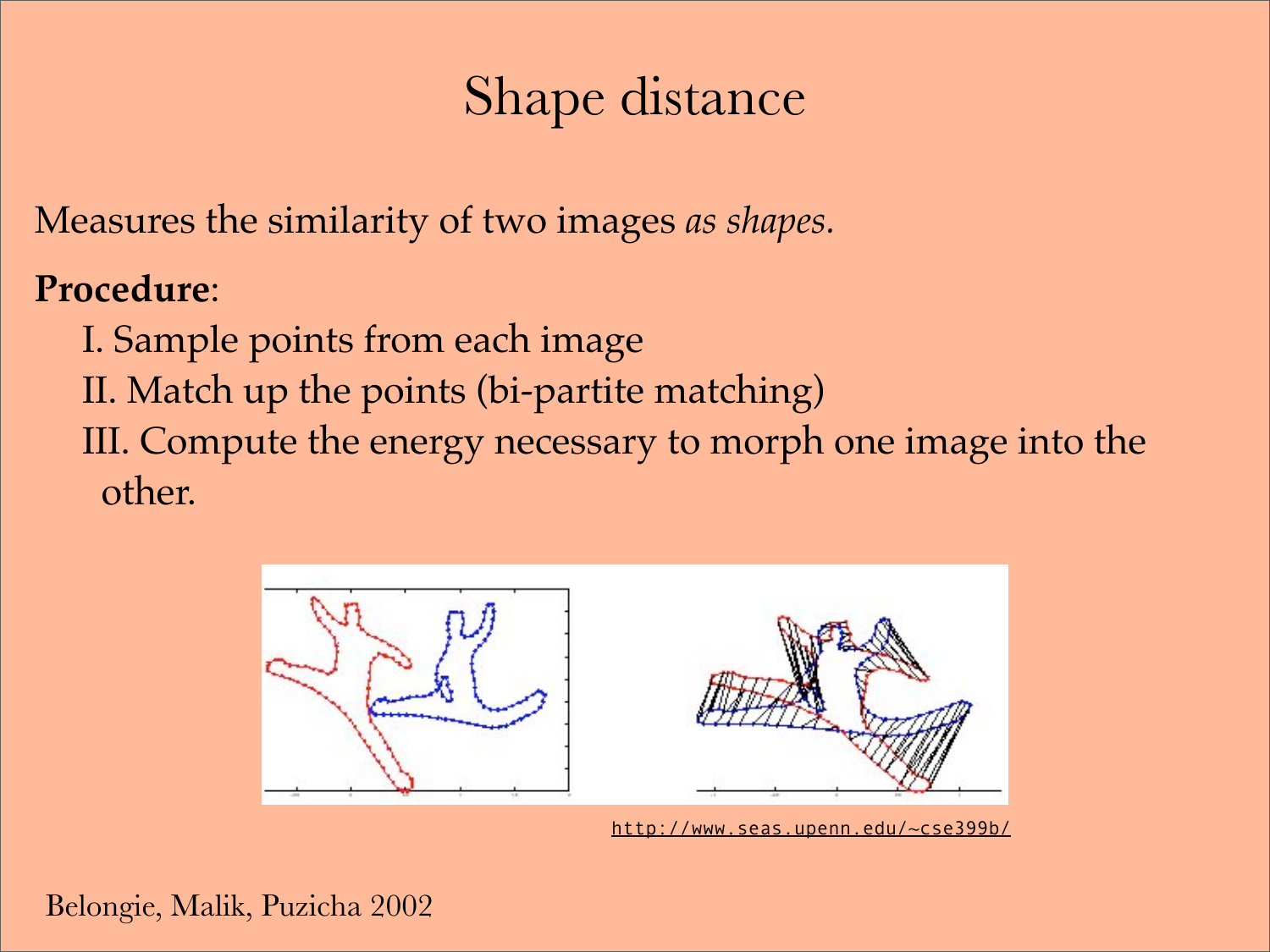# Shape distance

Measures the similarity of two images *as shapes.*

**Procedure**:

I. Sample points from each image
II. Match up the points (bi-partite matching)
III. Compute the energy necessary to morph one image into the other.

http://www.seas.upenn.edu/~cse399b/

Belongie, Malik, Puzicha 2002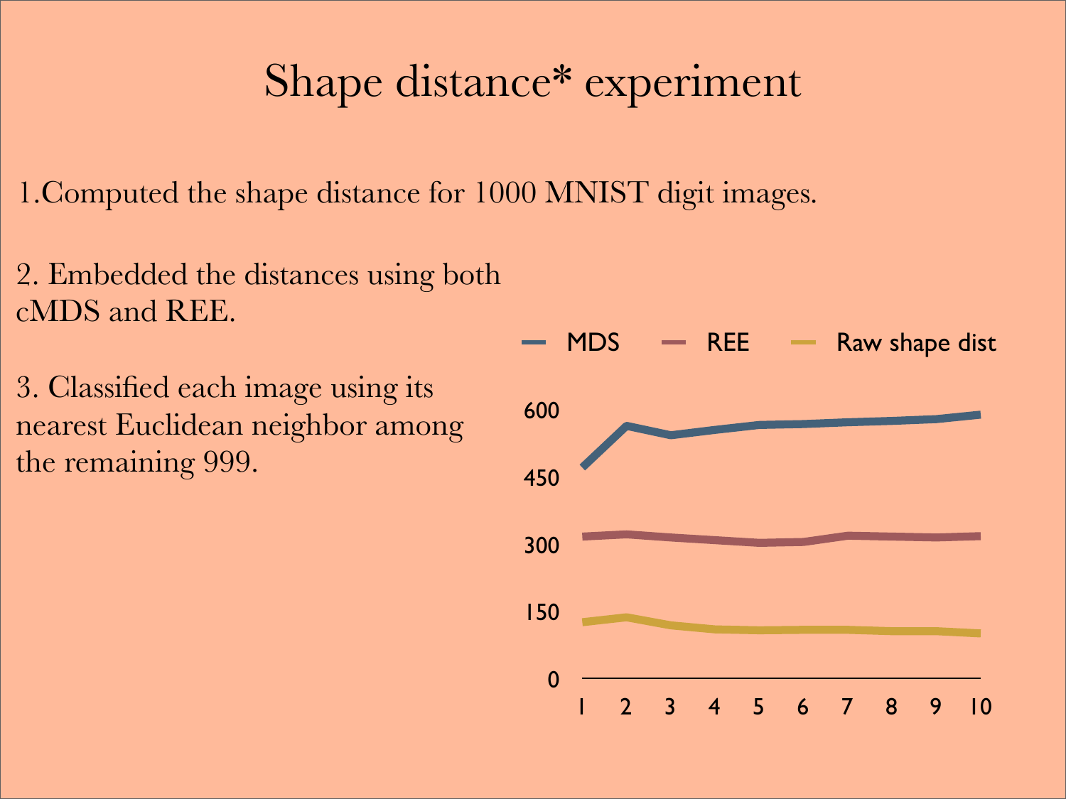# Shape distance* experiment

1.Computed the shape distance for 1000 MNIST digit images.

2. Embedded the distances using both cMDS and REE.

3. Classified each image using its nearest Euclidean neighbor among the remaining 999.

MDS — REE — Raw shape dist

600

450

300

150

0

1 2 3 4 5 6 7 8 9 10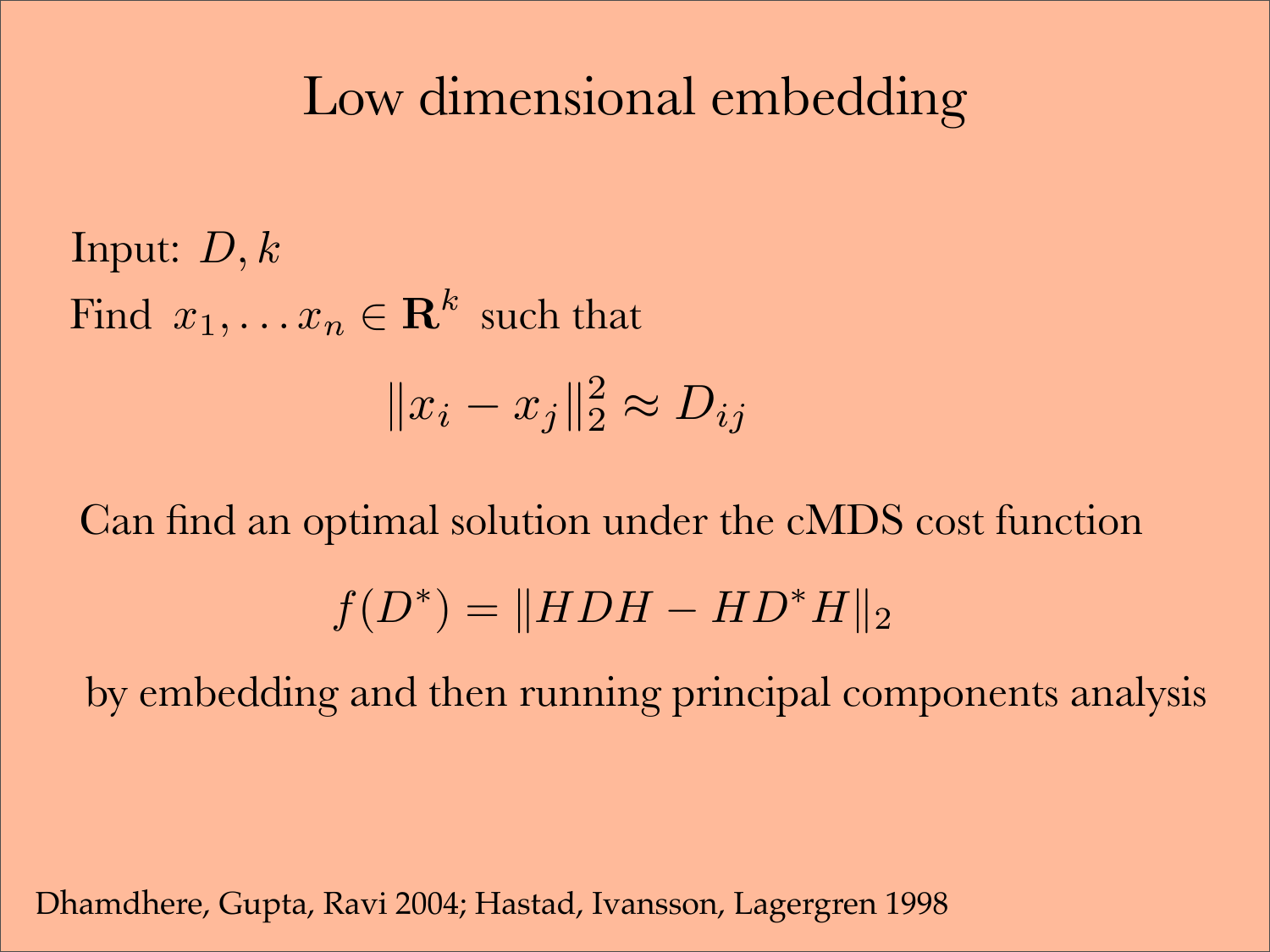# Low dimensional embedding

Input: $D, k$

Find $x_1, \ldots x_n \in \mathbf{R}^k$ such that

$$\|x_i - x_j\|_2^2 \approx D_{ij}$$

Can find an optimal solution under the cMDS cost function

$$f(D^*) = \|HDH - HD^*H\|_2$$

by embedding and then running principal components analysis

Dhamdhere, Gupta, Ravi 2004; Hastad, Ivansson, Lagergren 1998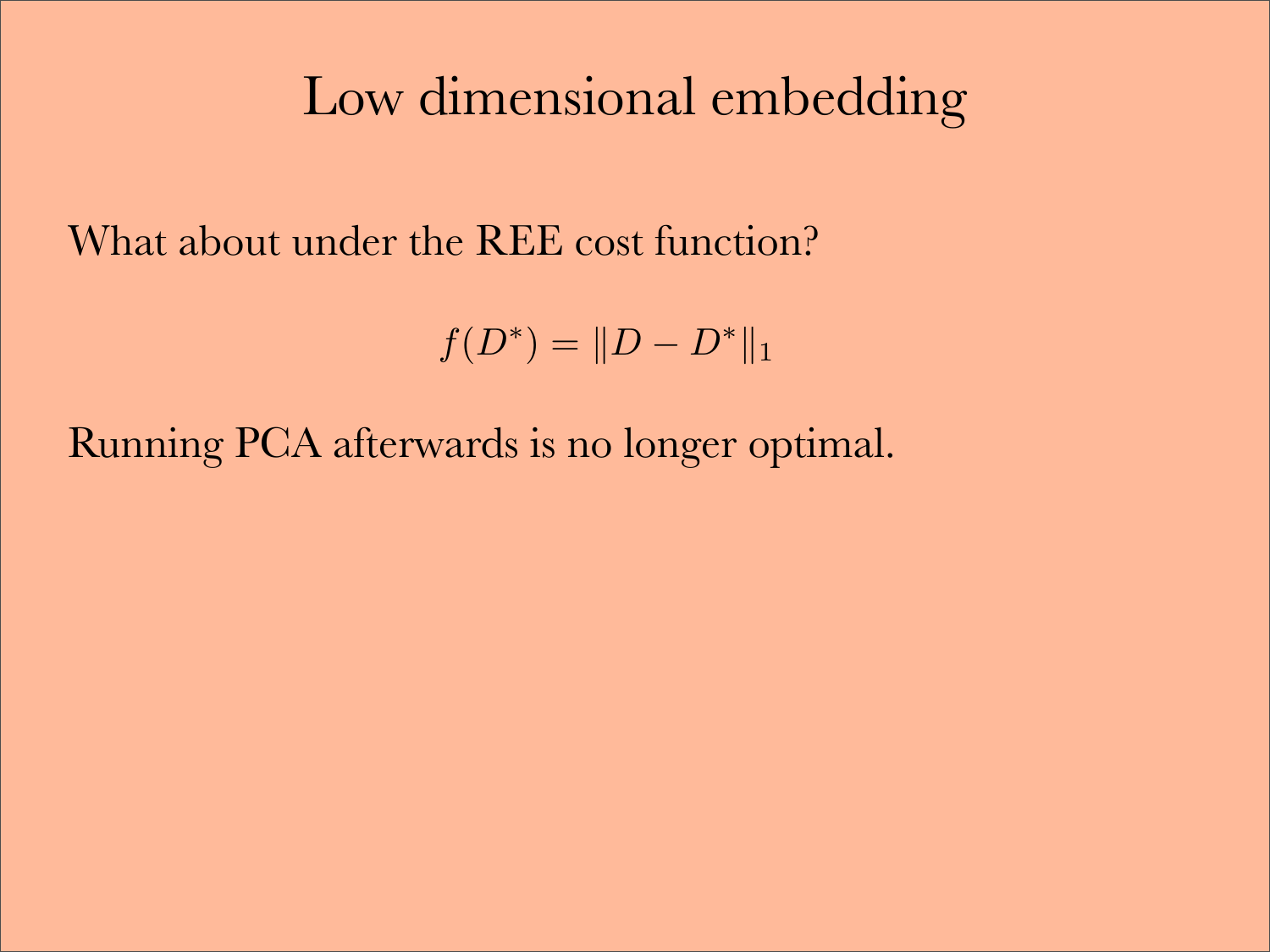# Low dimensional embedding

What about under the REE cost function?

$$f(D^*) = \|D - D^*\|_1$$

Running PCA afterwards is no longer optimal.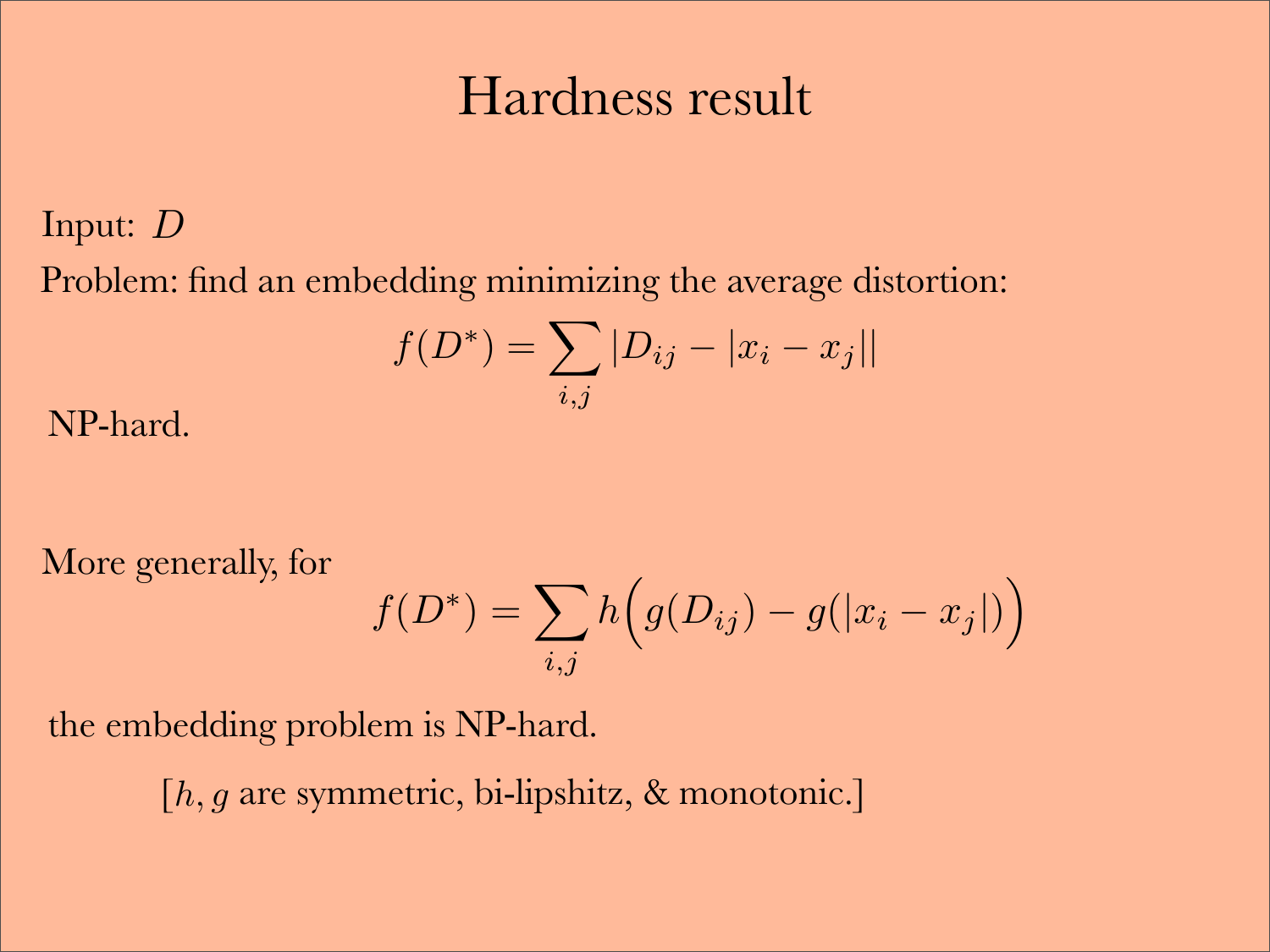# Hardness result

Input: $D$

Problem: find an embedding minimizing the average distortion:

$$f(D^*) = \sum_{i,j} |D_{ij} - |x_i - x_j||$$

NP-hard.

More generally, for

$$f(D^*) = \sum_{i,j} h\Big(g(D_{ij}) - g(|x_i - x_j|)\Big)$$

the embedding problem is NP-hard.

[$h, g$ are symmetric, bi-lipshitz, & monotonic.]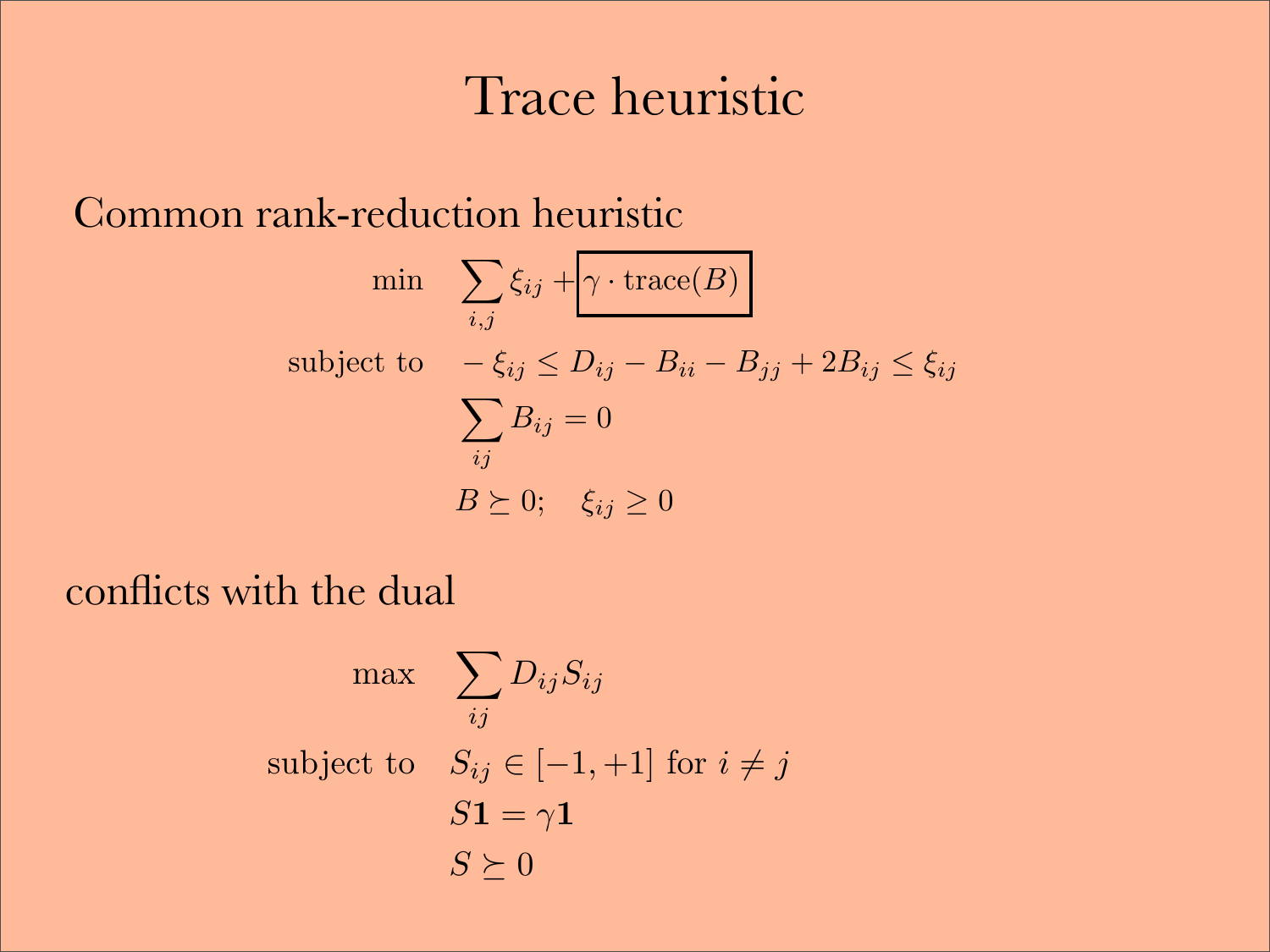# Trace heuristic

Common rank-reduction heuristic

$$
\begin{aligned}
\min \quad & \sum_{i,j} \xi_{ij} + \boxed{\gamma \cdot \mathrm{trace}(B)} \\
\text{subject to} \quad & -\xi_{ij} \le D_{ij} - B_{ii} - B_{jj} + 2B_{ij} \le \xi_{ij} \\
& \sum_{ij} B_{ij} = 0 \\
& B \succeq 0; \quad \xi_{ij} \ge 0
\end{aligned}
$$

conflicts with the dual

$$
\begin{aligned}
\max \quad & \sum_{ij} D_{ij} S_{ij} \\
\text{subject to} \quad & S_{ij} \in [-1, +1] \text{ for } i \neq j \\
& S\mathbf{1} = \gamma \mathbf{1} \\
& S \succeq 0
\end{aligned}
$$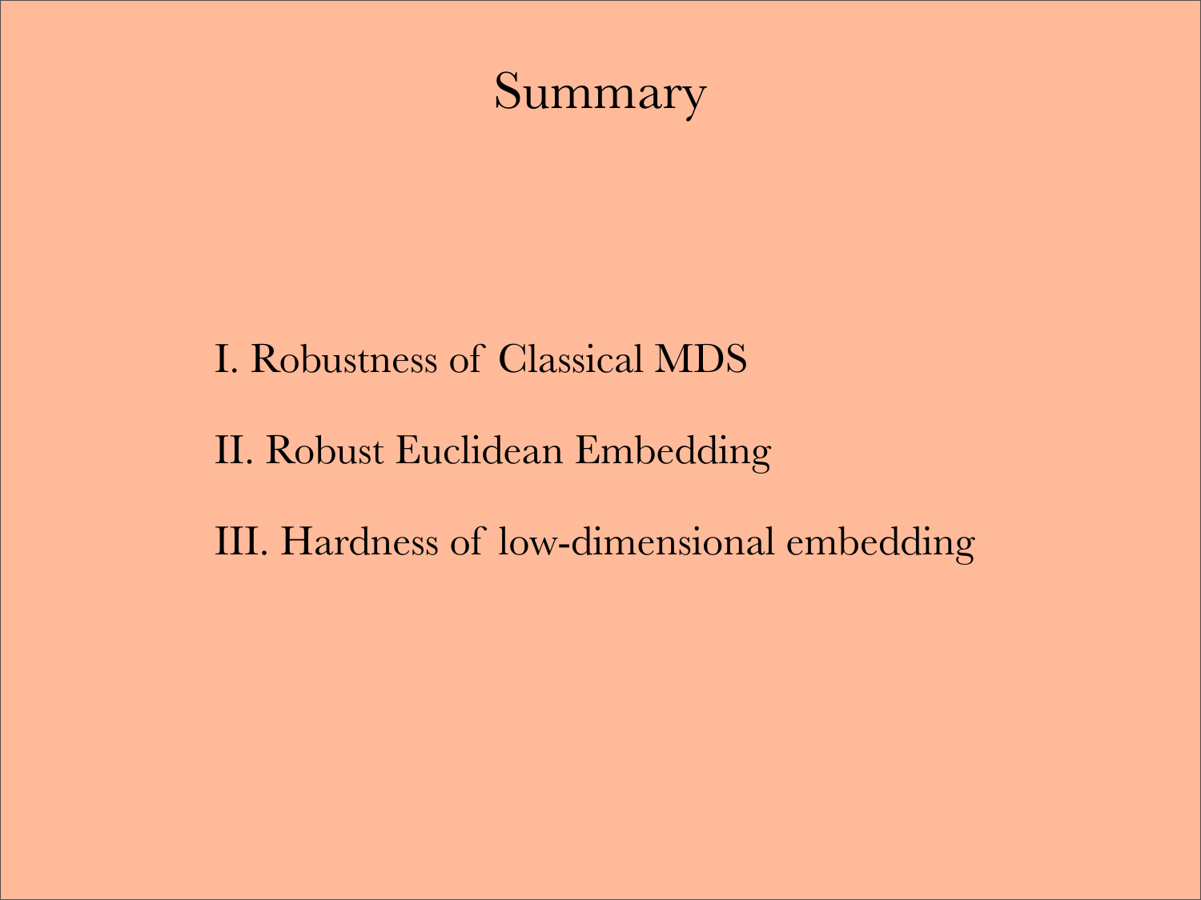# Summary

I. Robustness of Classical MDS

II. Robust Euclidean Embedding

III. Hardness of low-dimensional embedding